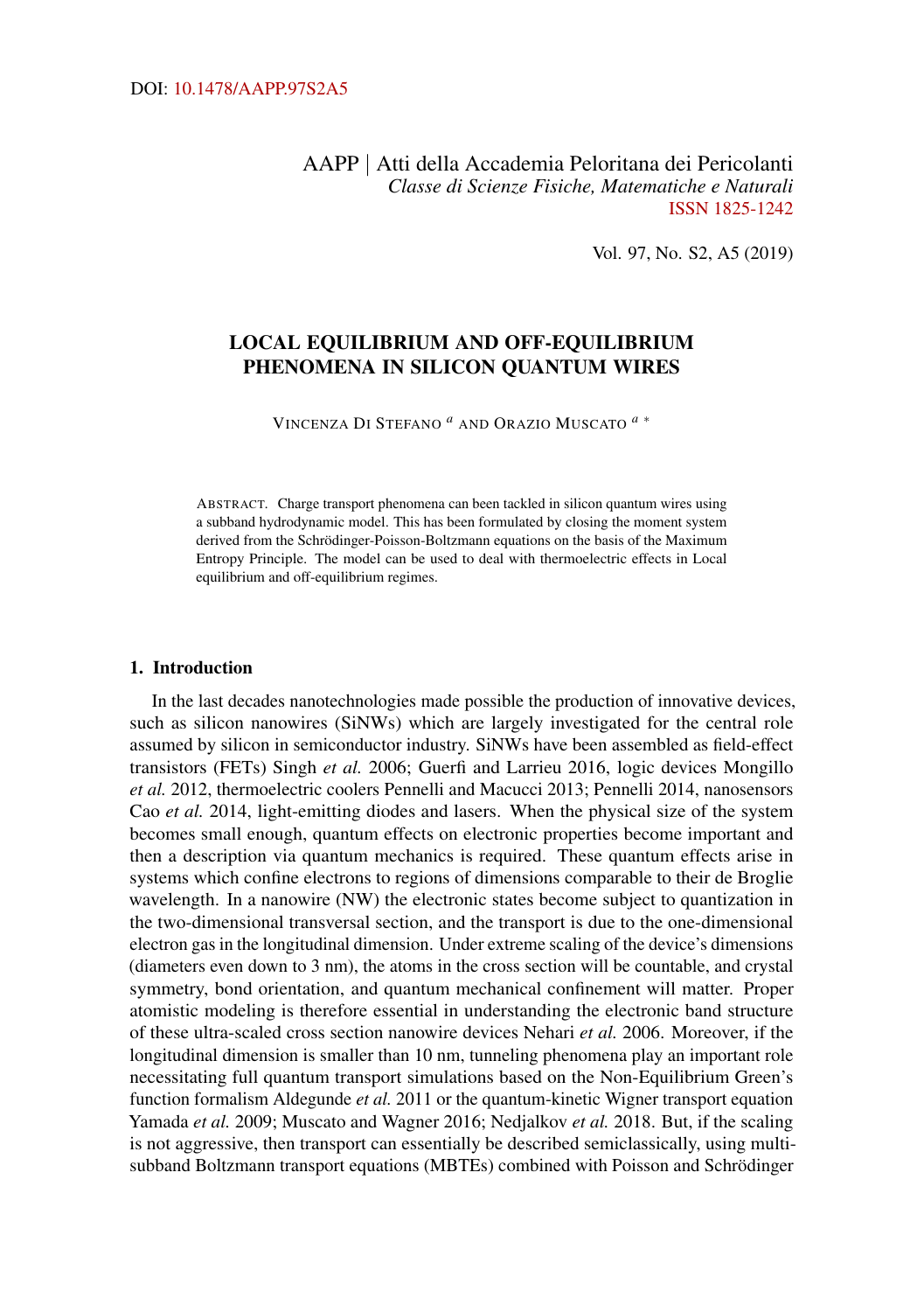DOI: 10.1478/AAPP.97S2A5

AAPP | Atti della Accademia Peloritana dei Pericolanti
*Classe di Scienze Fisiche, Matematiche e Naturali*
ISSN 1825-1242

Vol. 97, No. S2, A5 (2019)

# LOCAL EQUILIBRIUM AND OFF-EQUILIBRIUM PHENOMENA IN SILICON QUANTUM WIRES

VINCENZA DI STEFANO [a] AND ORAZIO MUSCATO [a *]

ABSTRACT. Charge transport phenomena can been tackled in silicon quantum wires using a subband hydrodynamic model. This has been formulated by closing the moment system derived from the Schrödinger-Poisson-Boltzmann equations on the basis of the Maximum Entropy Principle. The model can be used to deal with thermoelectric effects in Local equilibrium and off-equilibrium regimes.

## 1. Introduction

In the last decades nanotechnologies made possible the production of innovative devices, such as silicon nanowires (SiNWs) which are largely investigated for the central role assumed by silicon in semiconductor industry. SiNWs have been assembled as field-effect transistors (FETs) Singh *et al.* 2006; Guerfi and Larrieu 2016, logic devices Mongillo *et al.* 2012, thermoelectric coolers Pennelli and Macucci 2013; Pennelli 2014, nanosensors Cao *et al.* 2014, light-emitting diodes and lasers. When the physical size of the system becomes small enough, quantum effects on electronic properties become important and then a description via quantum mechanics is required. These quantum effects arise in systems which confine electrons to regions of dimensions comparable to their de Broglie wavelength. In a nanowire (NW) the electronic states become subject to quantization in the two-dimensional transversal section, and the transport is due to the one-dimensional electron gas in the longitudinal dimension. Under extreme scaling of the device's dimensions (diameters even down to 3 nm), the atoms in the cross section will be countable, and crystal symmetry, bond orientation, and quantum mechanical confinement will matter. Proper atomistic modeling is therefore essential in understanding the electronic band structure of these ultra-scaled cross section nanowire devices Nehari *et al.* 2006. Moreover, if the longitudinal dimension is smaller than 10 nm, tunneling phenomena play an important role necessitating full quantum transport simulations based on the Non-Equilibrium Green's function formalism Aldegunde *et al.* 2011 or the quantum-kinetic Wigner transport equation Yamada *et al.* 2009; Muscato and Wagner 2016; Nedjalkov *et al.* 2018. But, if the scaling is not aggressive, then transport can essentially be described semiclassically, using multi-subband Boltzmann transport equations (MBTEs) combined with Poisson and Schrödinger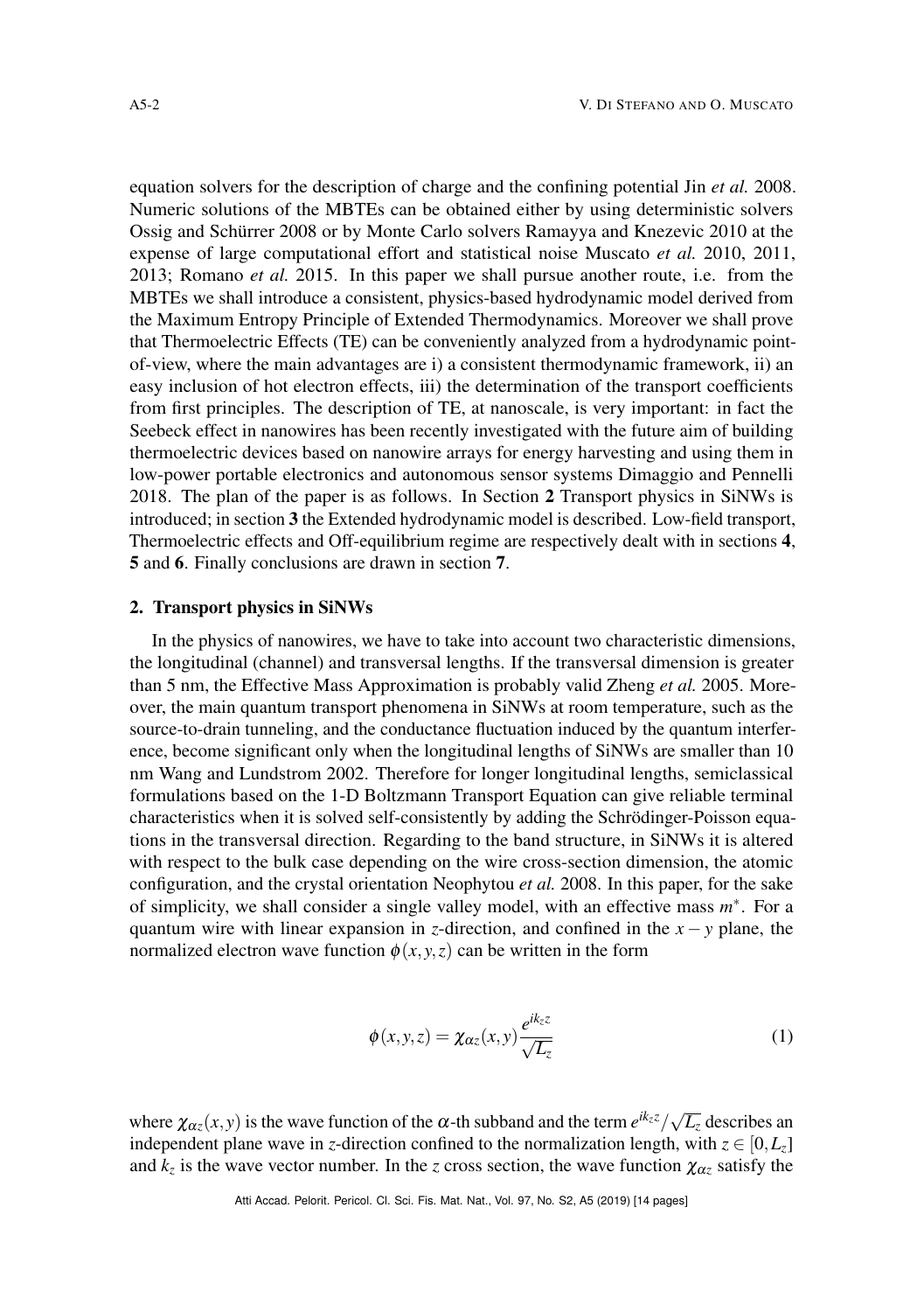equation solvers for the description of charge and the confining potential Jin *et al.* 2008. Numeric solutions of the MBTEs can be obtained either by using deterministic solvers Ossig and Schürrer 2008 or by Monte Carlo solvers Ramayya and Knezevic 2010 at the expense of large computational effort and statistical noise Muscato *et al.* 2010, 2011, 2013; Romano *et al.* 2015. In this paper we shall pursue another route, i.e. from the MBTEs we shall introduce a consistent, physics-based hydrodynamic model derived from the Maximum Entropy Principle of Extended Thermodynamics. Moreover we shall prove that Thermoelectric Effects (TE) can be conveniently analyzed from a hydrodynamic point-of-view, where the main advantages are i) a consistent thermodynamic framework, ii) an easy inclusion of hot electron effects, iii) the determination of the transport coefficients from first principles. The description of TE, at nanoscale, is very important: in fact the Seebeck effect in nanowires has been recently investigated with the future aim of building thermoelectric devices based on nanowire arrays for energy harvesting and using them in low-power portable electronics and autonomous sensor systems Dimaggio and Pennelli 2018. The plan of the paper is as follows. In Section **2** Transport physics in SiNWs is introduced; in section **3** the Extended hydrodynamic model is described. Low-field transport, Thermoelectric effects and Off-equilibrium regime are respectively dealt with in sections **4**, **5** and **6**. Finally conclusions are drawn in section **7**.

## 2. Transport physics in SiNWs

In the physics of nanowires, we have to take into account two characteristic dimensions, the longitudinal (channel) and transversal lengths. If the transversal dimension is greater than 5 nm, the Effective Mass Approximation is probably valid Zheng *et al.* 2005. Moreover, the main quantum transport phenomena in SiNWs at room temperature, such as the source-to-drain tunneling, and the conductance fluctuation induced by the quantum interference, become significant only when the longitudinal lengths of SiNWs are smaller than 10 nm Wang and Lundstrom 2002. Therefore for longer longitudinal lengths, semiclassical formulations based on the 1-D Boltzmann Transport Equation can give reliable terminal characteristics when it is solved self-consistently by adding the Schrödinger-Poisson equations in the transversal direction. Regarding to the band structure, in SiNWs it is altered with respect to the bulk case depending on the wire cross-section dimension, the atomic configuration, and the crystal orientation Neophytou *et al.* 2008. In this paper, for the sake of simplicity, we shall consider a single valley model, with an effective mass $m^*$. For a quantum wire with linear expansion in $z$-direction, and confined in the $x-y$ plane, the normalized electron wave function $\phi(x,y,z)$ can be written in the form

$$\phi(x,y,z) = \chi_{\alpha z}(x,y)\frac{e^{ik_z z}}{\sqrt{L_z}} \tag{1}$$

where $\chi_{\alpha z}(x,y)$ is the wave function of the $\alpha$-th subband and the term $e^{ik_z z}/\sqrt{L_z}$ describes an independent plane wave in $z$-direction confined to the normalization length, with $z \in [0, L_z]$ and $k_z$ is the wave vector number. In the $z$ cross section, the wave function $\chi_{\alpha z}$ satisfy the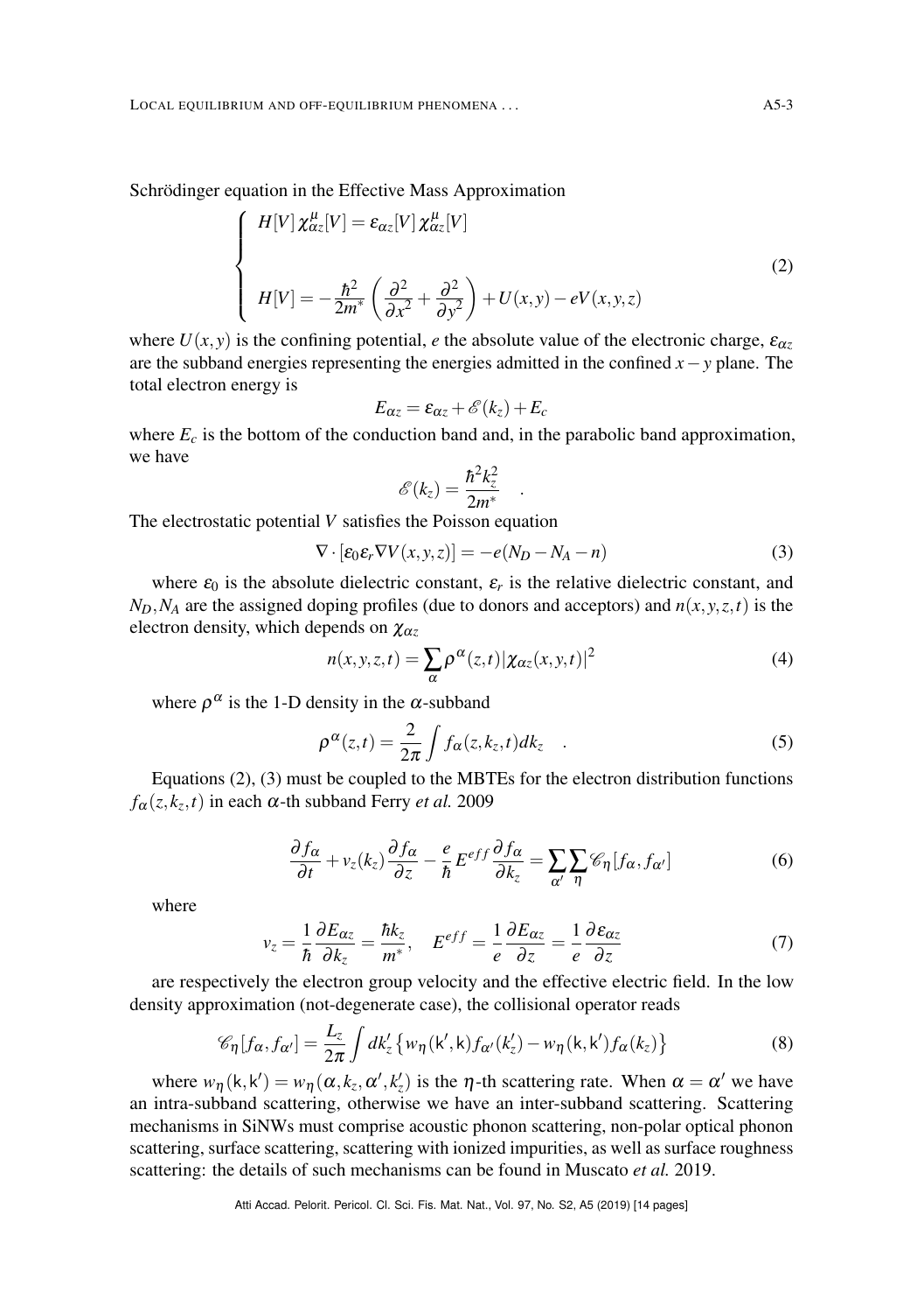Schrödinger equation in the Effective Mass Approximation

$$
\left\{
\begin{array}{l}
H[V]\,\chi^{\mu}_{\alpha z}[V] = \varepsilon_{\alpha z}[V]\,\chi^{\mu}_{\alpha z}[V] \\
\\
H[V] = -\dfrac{\hbar^2}{2m^*}\left(\dfrac{\partial^2}{\partial x^2} + \dfrac{\partial^2}{\partial y^2}\right) + U(x,y) - eV(x,y,z)
\end{array}
\right.
\tag{2}
$$

where $U(x,y)$ is the confining potential, $e$ the absolute value of the electronic charge, $\varepsilon_{\alpha z}$ are the subband energies representing the energies admitted in the confined $x-y$ plane. The total electron energy is

$$
E_{\alpha z} = \varepsilon_{\alpha z} + \mathscr{E}(k_z) + E_c
$$

where $E_c$ is the bottom of the conduction band and, in the parabolic band approximation, we have

$$
\mathscr{E}(k_z) = \frac{\hbar^2 k_z^2}{2m^*} \quad .
$$

The electrostatic potential $V$ satisfies the Poisson equation

$$
\nabla \cdot [\varepsilon_0 \varepsilon_r \nabla V(x,y,z)] = -e(N_D - N_A - n) \tag{3}
$$

where $\varepsilon_0$ is the absolute dielectric constant, $\varepsilon_r$ is the relative dielectric constant, and $N_D, N_A$ are the assigned doping profiles (due to donors and acceptors) and $n(x,y,z,t)$ is the electron density, which depends on $\chi_{\alpha z}$

$$
n(x,y,z,t) = \sum_{\alpha} \rho^{\alpha}(z,t)\,|\chi_{\alpha z}(x,y,t)|^2 \tag{4}
$$

where $\rho^{\alpha}$ is the 1-D density in the $\alpha$-subband

$$
\rho^{\alpha}(z,t) = \frac{2}{2\pi}\int f_{\alpha}(z,k_z,t)\,dk_z \quad . \tag{5}
$$

Equations (2), (3) must be coupled to the MBTEs for the electron distribution functions $f_{\alpha}(z,k_z,t)$ in each $\alpha$-th subband Ferry *et al.* 2009

$$
\frac{\partial f_{\alpha}}{\partial t} + v_z(k_z)\frac{\partial f_{\alpha}}{\partial z} - \frac{e}{\hbar}E^{eff}\frac{\partial f_{\alpha}}{\partial k_z} = \sum_{\alpha'}\sum_{\eta}\mathscr{C}_{\eta}[f_{\alpha}, f_{\alpha'}] \tag{6}
$$

where

$$
v_z = \frac{1}{\hbar}\frac{\partial E_{\alpha z}}{\partial k_z} = \frac{\hbar k_z}{m^*}, \quad E^{eff} = \frac{1}{e}\frac{\partial E_{\alpha z}}{\partial z} = \frac{1}{e}\frac{\partial \varepsilon_{\alpha z}}{\partial z} \tag{7}
$$

are respectively the electron group velocity and the effective electric field. In the low density approximation (not-degenerate case), the collisional operator reads

$$
\mathscr{C}_{\eta}[f_{\alpha}, f_{\alpha'}] = \frac{L_z}{2\pi}\int dk'_z \left\{ w_{\eta}(\mathsf{k}',\mathsf{k}) f_{\alpha'}(k'_z) - w_{\eta}(\mathsf{k},\mathsf{k}') f_{\alpha}(k_z) \right\} \tag{8}
$$

where $w_{\eta}(\mathsf{k},\mathsf{k}') = w_{\eta}(\alpha, k_z, \alpha', k'_z)$ is the $\eta$-th scattering rate. When $\alpha = \alpha'$ we have an intra-subband scattering, otherwise we have an inter-subband scattering. Scattering mechanisms in SiNWs must comprise acoustic phonon scattering, non-polar optical phonon scattering, surface scattering, scattering with ionized impurities, as well as surface roughness scattering: the details of such mechanisms can be found in Muscato *et al.* 2019.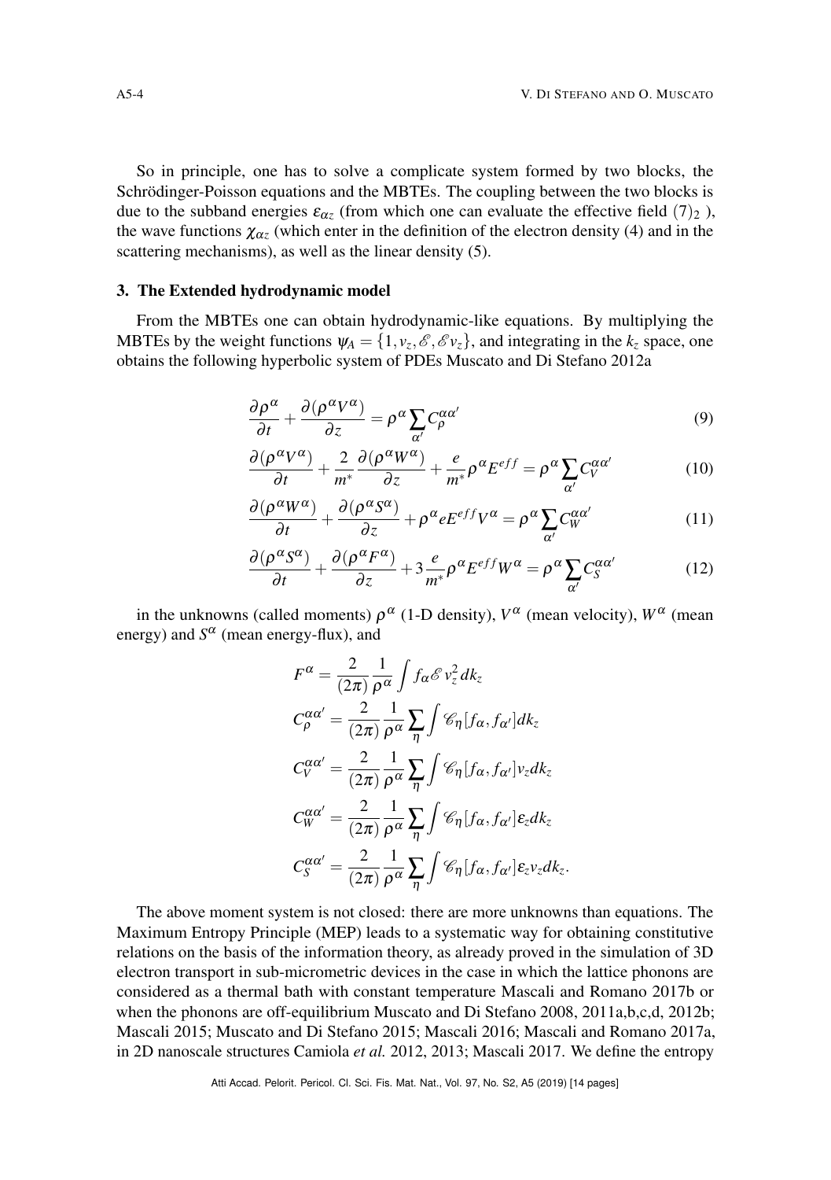So in principle, one has to solve a complicate system formed by two blocks, the Schrödinger-Poisson equations and the MBTEs. The coupling between the two blocks is due to the subband energies $\varepsilon_{\alpha z}$ (from which one can evaluate the effective field $(7)_2$ ), the wave functions $\chi_{\alpha z}$ (which enter in the definition of the electron density (4) and in the scattering mechanisms), as well as the linear density (5).

### 3. The Extended hydrodynamic model

From the MBTEs one can obtain hydrodynamic-like equations. By multiplying the MBTEs by the weight functions $\psi_A = \{1, v_z, \mathscr{E}, \mathscr{E} v_z\}$, and integrating in the $k_z$ space, one obtains the following hyperbolic system of PDEs Muscato and Di Stefano 2012a

$$\frac{\partial \rho^\alpha}{\partial t} + \frac{\partial(\rho^\alpha V^\alpha)}{\partial z} = \rho^\alpha \sum_{\alpha'} C_\rho^{\alpha\alpha'} \tag{9}$$

$$\frac{\partial(\rho^\alpha V^\alpha)}{\partial t} + \frac{2}{m^*}\frac{\partial(\rho^\alpha W^\alpha)}{\partial z} + \frac{e}{m^*}\rho^\alpha E^{eff} = \rho^\alpha \sum_{\alpha'} C_V^{\alpha\alpha'} \tag{10}$$

$$\frac{\partial(\rho^\alpha W^\alpha)}{\partial t} + \frac{\partial(\rho^\alpha S^\alpha)}{\partial z} + \rho^\alpha e E^{eff} V^\alpha = \rho^\alpha \sum_{\alpha'} C_W^{\alpha\alpha'} \tag{11}$$

$$\frac{\partial(\rho^\alpha S^\alpha)}{\partial t} + \frac{\partial(\rho^\alpha F^\alpha)}{\partial z} + 3\frac{e}{m^*}\rho^\alpha E^{eff} W^\alpha = \rho^\alpha \sum_{\alpha'} C_S^{\alpha\alpha'} \tag{12}$$

in the unknowns (called moments) $\rho^\alpha$ (1-D density), $V^\alpha$ (mean velocity), $W^\alpha$ (mean energy) and $S^\alpha$ (mean energy-flux), and

$$F^\alpha = \frac{2}{(2\pi)}\frac{1}{\rho^\alpha}\int f_\alpha \mathscr{E} v_z^2 \, dk_z$$

$$C_\rho^{\alpha\alpha'} = \frac{2}{(2\pi)}\frac{1}{\rho^\alpha}\sum_\eta \int \mathscr{C}_\eta[f_\alpha, f_{\alpha'}] dk_z$$

$$C_V^{\alpha\alpha'} = \frac{2}{(2\pi)}\frac{1}{\rho^\alpha}\sum_\eta \int \mathscr{C}_\eta[f_\alpha, f_{\alpha'}] v_z dk_z$$

$$C_W^{\alpha\alpha'} = \frac{2}{(2\pi)}\frac{1}{\rho^\alpha}\sum_\eta \int \mathscr{C}_\eta[f_\alpha, f_{\alpha'}] \varepsilon_z dk_z$$

$$C_S^{\alpha\alpha'} = \frac{2}{(2\pi)}\frac{1}{\rho^\alpha}\sum_\eta \int \mathscr{C}_\eta[f_\alpha, f_{\alpha'}] \varepsilon_z v_z dk_z.$$

The above moment system is not closed: there are more unknowns than equations. The Maximum Entropy Principle (MEP) leads to a systematic way for obtaining constitutive relations on the basis of the information theory, as already proved in the simulation of 3D electron transport in sub-micrometric devices in the case in which the lattice phonons are considered as a thermal bath with constant temperature Mascali and Romano 2017b or when the phonons are off-equilibrium Muscato and Di Stefano 2008, 2011a,b,c,d, 2012b; Mascali 2015; Muscato and Di Stefano 2015; Mascali 2016; Mascali and Romano 2017a, in 2D nanoscale structures Camiola *et al.* 2012, 2013; Mascali 2017. We define the entropy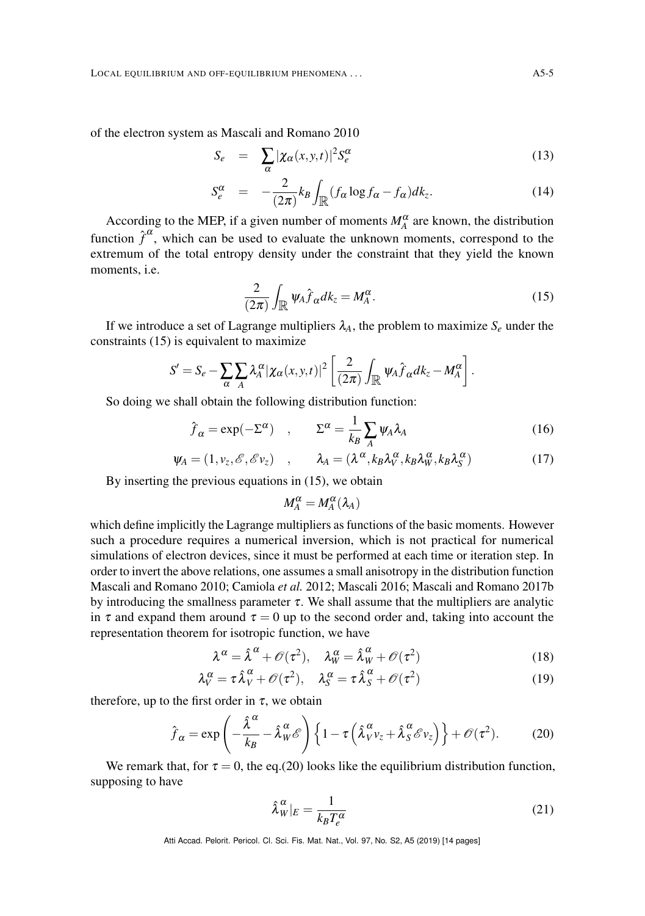of the electron system as Mascali and Romano 2010

$$
S_e = \sum_{\alpha} |\chi_\alpha(x,y,t)|^2 S_e^\alpha \tag{13}
$$

$$
S_e^\alpha = -\frac{2}{(2\pi)} k_B \int_{\mathbb{R}} (f_\alpha \log f_\alpha - f_\alpha) dk_z. \tag{14}
$$

According to the MEP, if a given number of moments $M_A^\alpha$ are known, the distribution function $\hat{f}^\alpha$, which can be used to evaluate the unknown moments, correspond to the extremum of the total entropy density under the constraint that they yield the known moments, i.e.

$$
\frac{2}{(2\pi)} \int_{\mathbb{R}} \psi_A \hat{f}_\alpha dk_z = M_A^\alpha. \tag{15}
$$

If we introduce a set of Lagrange multipliers $\lambda_A$, the problem to maximize $S_e$ under the constraints (15) is equivalent to maximize

$$
S' = S_e - \sum_\alpha \sum_A \lambda_A^\alpha |\chi_\alpha(x,y,t)|^2 \left[ \frac{2}{(2\pi)} \int_{\mathbb{R}} \psi_A \hat{f}_\alpha dk_z - M_A^\alpha \right].
$$

So doing we shall obtain the following distribution function:

$$
\hat{f}_\alpha = \exp(-\Sigma^\alpha) \quad , \qquad \Sigma^\alpha = \frac{1}{k_B} \sum_A \psi_A \lambda_A \tag{16}
$$

$$
\psi_A = (1, v_z, \mathscr{E}, \mathscr{E} v_z) \quad , \qquad \lambda_A = (\lambda^\alpha, k_B \lambda_V^\alpha, k_B \lambda_W^\alpha, k_B \lambda_S^\alpha) \tag{17}
$$

By inserting the previous equations in (15), we obtain

$$
M_A^\alpha = M_A^\alpha(\lambda_A)
$$

which define implicitly the Lagrange multipliers as functions of the basic moments. However such a procedure requires a numerical inversion, which is not practical for numerical simulations of electron devices, since it must be performed at each time or iteration step. In order to invert the above relations, one assumes a small anisotropy in the distribution function Mascali and Romano 2010; Camiola *et al.* 2012; Mascali 2016; Mascali and Romano 2017b by introducing the smallness parameter $\tau$. We shall assume that the multipliers are analytic in $\tau$ and expand them around $\tau = 0$ up to the second order and, taking into account the representation theorem for isotropic function, we have

$$
\lambda^\alpha = \hat{\lambda}^\alpha + \mathscr{O}(\tau^2), \quad \lambda_W^\alpha = \hat{\lambda}_W^\alpha + \mathscr{O}(\tau^2) \tag{18}
$$

$$
\lambda_V^\alpha = \tau \hat{\lambda}_V^\alpha + \mathscr{O}(\tau^2), \quad \lambda_S^\alpha = \tau \hat{\lambda}_S^\alpha + \mathscr{O}(\tau^2) \tag{19}
$$

therefore, up to the first order in $\tau$, we obtain

$$
\hat{f}_\alpha = \exp\left( -\frac{\hat{\lambda}^\alpha}{k_B} - \hat{\lambda}_W^\alpha \mathscr{E} \right) \left\{ 1 - \tau \left( \hat{\lambda}_V^\alpha v_z + \hat{\lambda}_S^\alpha \mathscr{E} v_z \right) \right\} + \mathscr{O}(\tau^2). \tag{20}
$$

We remark that, for $\tau = 0$, the eq.(20) looks like the equilibrium distribution function, supposing to have

$$
\hat{\lambda}_W^\alpha|_E = \frac{1}{k_B T_e^\alpha} \tag{21}
$$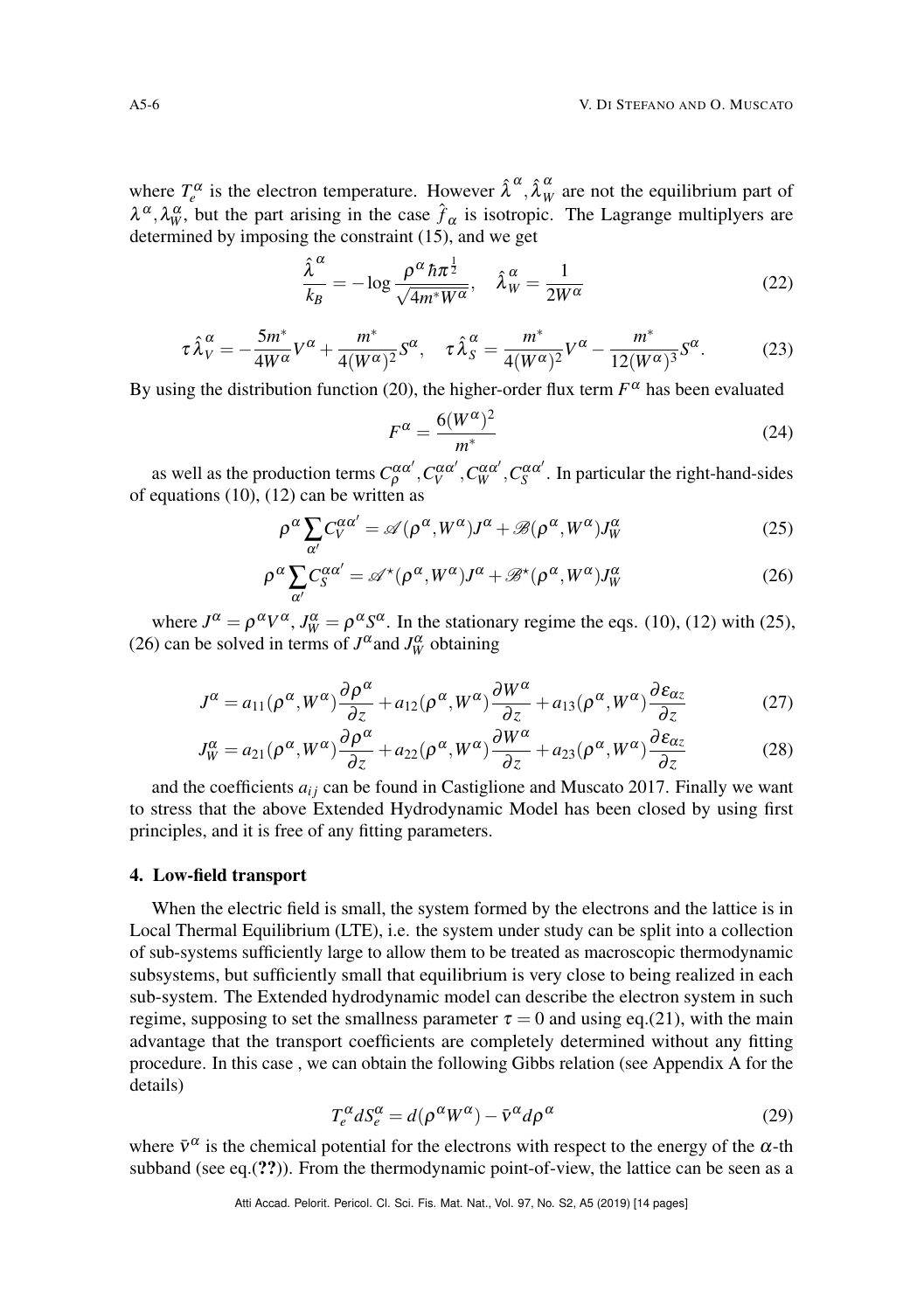where $T_e^\alpha$ is the electron temperature. However $\hat{\lambda}^\alpha, \hat{\lambda}_W^\alpha$ are not the equilibrium part of $\lambda^\alpha, \lambda_W^\alpha$, but the part arising in the case $\hat{f}_\alpha$ is isotropic. The Lagrange multiplyers are determined by imposing the constraint (15), and we get

$$\frac{\hat{\lambda}^\alpha}{k_B} = -\log \frac{\rho^\alpha \hbar \pi^{\frac{1}{2}}}{\sqrt{4m^* W^\alpha}}, \quad \hat{\lambda}_W^\alpha = \frac{1}{2W^\alpha} \tag{22}$$

$$\tau \hat{\lambda}_V^\alpha = -\frac{5m^*}{4W^\alpha} V^\alpha + \frac{m^*}{4(W^\alpha)^2} S^\alpha, \quad \tau \hat{\lambda}_S^\alpha = \frac{m^*}{4(W^\alpha)^2} V^\alpha - \frac{m^*}{12(W^\alpha)^3} S^\alpha. \tag{23}$$

By using the distribution function (20), the higher-order flux term $F^\alpha$ has been evaluated

$$F^\alpha = \frac{6(W^\alpha)^2}{m^*} \tag{24}$$

as well as the production terms $C_\rho^{\alpha\alpha'}, C_V^{\alpha\alpha'}, C_W^{\alpha\alpha'}, C_S^{\alpha\alpha'}$. In particular the right-hand-sides of equations (10), (12) can be written as

$$\rho^\alpha \sum_{\alpha'} C_V^{\alpha\alpha'} = \mathscr{A}(\rho^\alpha, W^\alpha) J^\alpha + \mathscr{B}(\rho^\alpha, W^\alpha) J_W^\alpha \tag{25}$$

$$\rho^\alpha \sum_{\alpha'} C_S^{\alpha\alpha'} = \mathscr{A}^\star(\rho^\alpha, W^\alpha) J^\alpha + \mathscr{B}^\star(\rho^\alpha, W^\alpha) J_W^\alpha \tag{26}$$

where $J^\alpha = \rho^\alpha V^\alpha$, $J_W^\alpha = \rho^\alpha S^\alpha$. In the stationary regime the eqs. (10), (12) with (25), (26) can be solved in terms of $J^\alpha$ and $J_W^\alpha$ obtaining

$$J^\alpha = a_{11}(\rho^\alpha, W^\alpha) \frac{\partial \rho^\alpha}{\partial z} + a_{12}(\rho^\alpha, W^\alpha) \frac{\partial W^\alpha}{\partial z} + a_{13}(\rho^\alpha, W^\alpha) \frac{\partial \varepsilon_{\alpha z}}{\partial z} \tag{27}$$

$$J_W^\alpha = a_{21}(\rho^\alpha, W^\alpha) \frac{\partial \rho^\alpha}{\partial z} + a_{22}(\rho^\alpha, W^\alpha) \frac{\partial W^\alpha}{\partial z} + a_{23}(\rho^\alpha, W^\alpha) \frac{\partial \varepsilon_{\alpha z}}{\partial z} \tag{28}$$

and the coefficients $a_{ij}$ can be found in Castiglione and Muscato 2017. Finally we want to stress that the above Extended Hydrodynamic Model has been closed by using first principles, and it is free of any fitting parameters.

## 4. Low-field transport

When the electric field is small, the system formed by the electrons and the lattice is in Local Thermal Equilibrium (LTE), i.e. the system under study can be split into a collection of sub-systems sufficiently large to allow them to be treated as macroscopic thermodynamic subsystems, but sufficiently small that equilibrium is very close to being realized in each sub-system. The Extended hydrodynamic model can describe the electron system in such regime, supposing to set the smallness parameter $\tau = 0$ and using eq.(21), with the main advantage that the transport coefficients are completely determined without any fitting procedure. In this case , we can obtain the following Gibbs relation (see Appendix A for the details)

$$T_e^\alpha dS_e^\alpha = d(\rho^\alpha W^\alpha) - \bar{\nu}^\alpha d\rho^\alpha \tag{29}$$

where $\bar{\nu}^\alpha$ is the chemical potential for the electrons with respect to the energy of the $\alpha$-th subband (see eq.(**??**)). From the thermodynamic point-of-view, the lattice can be seen as a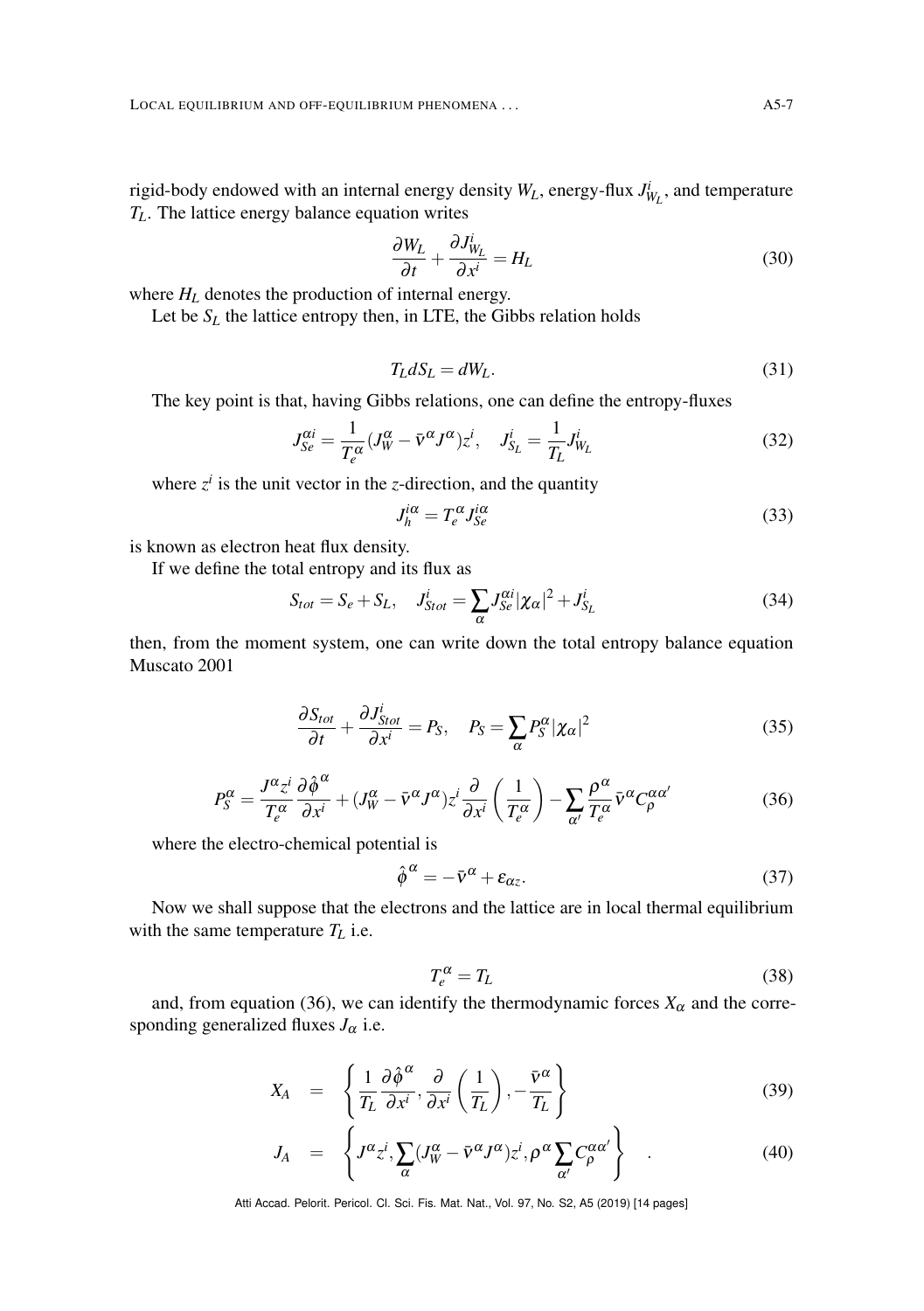rigid-body endowed with an internal energy density $W_L$, energy-flux $J^i_{W_L}$, and temperature $T_L$. The lattice energy balance equation writes

$$\frac{\partial W_L}{\partial t} + \frac{\partial J^i_{W_L}}{\partial x^i} = H_L \tag{30}$$

where $H_L$ denotes the production of internal energy.

Let be $S_L$ the lattice entropy then, in LTE, the Gibbs relation holds

$$T_L dS_L = dW_L. \tag{31}$$

The key point is that, having Gibbs relations, one can define the entropy-fluxes

$$J^{\alpha i}_{Se} = \frac{1}{T^\alpha_e}(J^\alpha_W - \bar{\nu}^\alpha J^\alpha) z^i, \quad J^i_{S_L} = \frac{1}{T_L} J^i_{W_L} \tag{32}$$

where $z^i$ is the unit vector in the $z$-direction, and the quantity

$$J^{i\alpha}_h = T^\alpha_e J^{i\alpha}_{Se} \tag{33}$$

is known as electron heat flux density.

If we define the total entropy and its flux as

$$S_{tot} = S_e + S_L, \quad J^i_{Stot} = \sum_\alpha J^{\alpha i}_{Se} |\chi_\alpha|^2 + J^i_{S_L} \tag{34}$$

then, from the moment system, one can write down the total entropy balance equation Muscato 2001

$$\frac{\partial S_{tot}}{\partial t} + \frac{\partial J^i_{Stot}}{\partial x^i} = P_S, \quad P_S = \sum_\alpha P^\alpha_S |\chi_\alpha|^2 \tag{35}$$

$$P^\alpha_S = \frac{J^\alpha z^i}{T^\alpha_e} \frac{\partial \hat{\phi}^\alpha}{\partial x^i} + (J^\alpha_W - \bar{\nu}^\alpha J^\alpha) z^i \frac{\partial}{\partial x^i}\left(\frac{1}{T^\alpha_e}\right) - \sum_{\alpha'} \frac{\rho^\alpha}{T^\alpha_e} \bar{\nu}^\alpha C^{\alpha\alpha'}_\rho \tag{36}$$

where the electro-chemical potential is

$$\hat{\phi}^\alpha = -\bar{\nu}^\alpha + \varepsilon_{\alpha z}. \tag{37}$$

Now we shall suppose that the electrons and the lattice are in local thermal equilibrium with the same temperature $T_L$ i.e.

$$T^\alpha_e = T_L \tag{38}$$

and, from equation (36), we can identify the thermodynamic forces $X_\alpha$ and the corresponding generalized fluxes $J_\alpha$ i.e.

$$X_A = \left\{ \frac{1}{T_L} \frac{\partial \hat{\phi}^\alpha}{\partial x^i}, \frac{\partial}{\partial x^i}\left(\frac{1}{T_L}\right), -\frac{\bar{\nu}^\alpha}{T_L} \right\} \tag{39}$$

$$J_A = \left\{ J^\alpha z^i, \sum_\alpha (J^\alpha_W - \bar{\nu}^\alpha J^\alpha) z^i, \rho^\alpha \sum_{\alpha'} C^{\alpha\alpha'}_\rho \right\} \quad . \tag{40}$$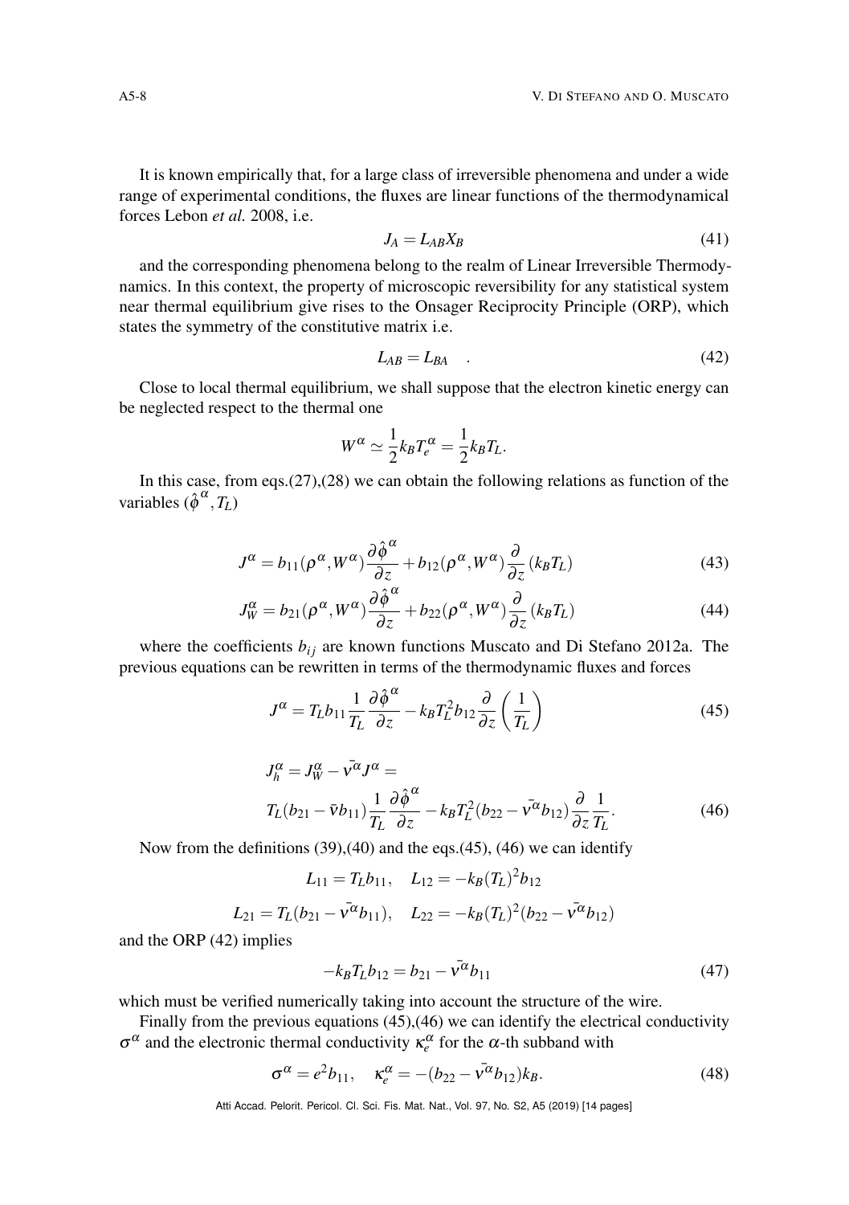It is known empirically that, for a large class of irreversible phenomena and under a wide range of experimental conditions, the fluxes are linear functions of the thermodynamical forces Lebon *et al.* 2008, i.e.

$$J_A = L_{AB} X_B \tag{41}$$

and the corresponding phenomena belong to the realm of Linear Irreversible Thermodynamics. In this context, the property of microscopic reversibility for any statistical system near thermal equilibrium give rises to the Onsager Reciprocity Principle (ORP), which states the symmetry of the constitutive matrix i.e.

$$L_{AB} = L_{BA} \quad . \tag{42}$$

Close to local thermal equilibrium, we shall suppose that the electron kinetic energy can be neglected respect to the thermal one

$$W^{\alpha} \simeq \frac{1}{2} k_B T_e^{\alpha} = \frac{1}{2} k_B T_L.$$

In this case, from eqs.(27),(28) we can obtain the following relations as function of the variables $(\hat{\phi}^{\alpha}, T_L)$

$$J^{\alpha} = b_{11}(\rho^{\alpha}, W^{\alpha}) \frac{\partial \hat{\phi}^{\alpha}}{\partial z} + b_{12}(\rho^{\alpha}, W^{\alpha}) \frac{\partial}{\partial z} (k_B T_L) \tag{43}$$

$$J_W^{\alpha} = b_{21}(\rho^{\alpha}, W^{\alpha}) \frac{\partial \hat{\phi}^{\alpha}}{\partial z} + b_{22}(\rho^{\alpha}, W^{\alpha}) \frac{\partial}{\partial z} (k_B T_L) \tag{44}$$

where the coefficients $b_{ij}$ are known functions Muscato and Di Stefano 2012a. The previous equations can be rewritten in terms of the thermodynamic fluxes and forces

$$J^{\alpha} = T_L b_{11} \frac{1}{T_L} \frac{\partial \hat{\phi}^{\alpha}}{\partial z} - k_B T_L^2 b_{12} \frac{\partial}{\partial z} \left( \frac{1}{T_L} \right) \tag{45}$$

$$\begin{aligned} J_h^{\alpha} &= J_W^{\alpha} - \bar{v^{\alpha}} J^{\alpha} = \\ & T_L (b_{21} - \bar{v} b_{11}) \frac{1}{T_L} \frac{\partial \hat{\phi}^{\alpha}}{\partial z} - k_B T_L^2 (b_{22} - \bar{v^{\alpha}} b_{12}) \frac{\partial}{\partial z} \frac{1}{T_L}. \end{aligned} \tag{46}$$

Now from the definitions (39),(40) and the eqs.(45), (46) we can identify

$$L_{11} = T_L b_{11}, \quad L_{12} = -k_B (T_L)^2 b_{12}$$

$$L_{21} = T_L (b_{21} - \bar{v^{\alpha}} b_{11}), \quad L_{22} = -k_B (T_L)^2 (b_{22} - \bar{v^{\alpha}} b_{12})$$

and the ORP (42) implies

$$-k_B T_L b_{12} = b_{21} - \bar{v^{\alpha}} b_{11} \tag{47}$$

which must be verified numerically taking into account the structure of the wire.

Finally from the previous equations (45),(46) we can identify the electrical conductivity $\sigma^{\alpha}$ and the electronic thermal conductivity $\kappa_e^{\alpha}$ for the $\alpha$-th subband with

$$\sigma^{\alpha} = e^2 b_{11}, \quad \kappa_e^{\alpha} = -(b_{22} - \bar{v^{\alpha}} b_{12}) k_B. \tag{48}$$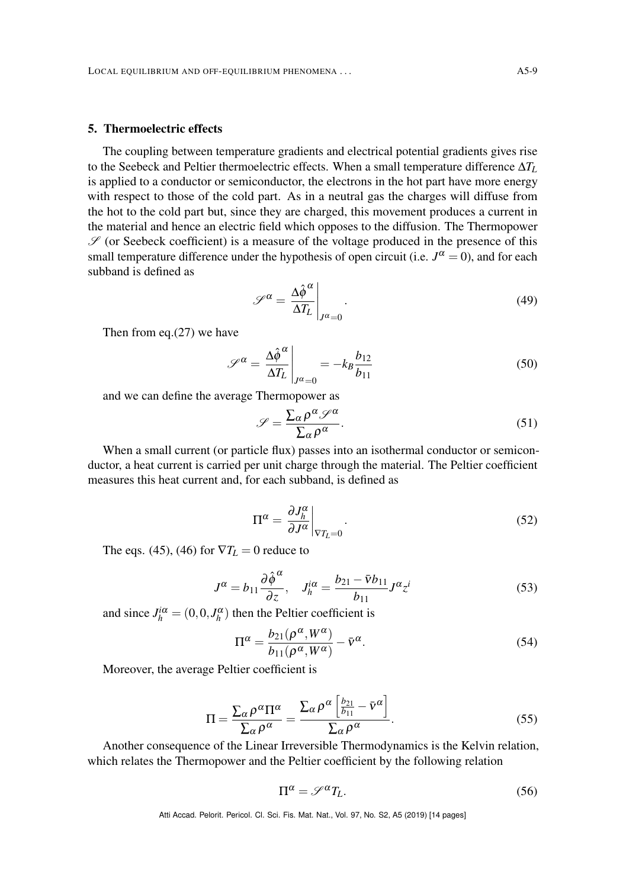## 5. Thermoelectric effects

The coupling between temperature gradients and electrical potential gradients gives rise to the Seebeck and Peltier thermoelectric effects. When a small temperature difference $\Delta T_L$ is applied to a conductor or semiconductor, the electrons in the hot part have more energy with respect to those of the cold part. As in a neutral gas the charges will diffuse from the hot to the cold part but, since they are charged, this movement produces a current in the material and hence an electric field which opposes to the diffusion. The Thermopower $\mathscr{S}$ (or Seebeck coefficient) is a measure of the voltage produced in the presence of this small temperature difference under the hypothesis of open circuit (i.e. $J^\alpha = 0$), and for each subband is defined as

$$\mathscr{S}^\alpha = \left.\frac{\Delta\hat{\phi}^\alpha}{\Delta T_L}\right|_{J^\alpha=0}. \tag{49}$$

Then from eq.(27) we have

$$\mathscr{S}^\alpha = \left.\frac{\Delta\hat{\phi}^\alpha}{\Delta T_L}\right|_{J^\alpha=0} = -k_B\frac{b_{12}}{b_{11}} \tag{50}$$

and we can define the average Thermopower as

$$\mathscr{S} = \frac{\sum_\alpha \rho^\alpha \mathscr{S}^\alpha}{\sum_\alpha \rho^\alpha}. \tag{51}$$

When a small current (or particle flux) passes into an isothermal conductor or semiconductor, a heat current is carried per unit charge through the material. The Peltier coefficient measures this heat current and, for each subband, is defined as

$$\Pi^\alpha = \left.\frac{\partial J_h^\alpha}{\partial J^\alpha}\right|_{\nabla T_L=0}. \tag{52}$$

The eqs. (45), (46) for $\nabla T_L = 0$ reduce to

$$J^\alpha = b_{11}\frac{\partial\hat{\phi}^\alpha}{\partial z}, \quad J_h^{i\alpha} = \frac{b_{21}-\bar{v}b_{11}}{b_{11}}J^\alpha z^i \tag{53}$$

and since $J_h^{i\alpha} = (0,0,J_h^\alpha)$ then the Peltier coefficient is

$$\Pi^\alpha = \frac{b_{21}(\rho^\alpha, W^\alpha)}{b_{11}(\rho^\alpha, W^\alpha)} - \bar{v}^\alpha. \tag{54}$$

Moreover, the average Peltier coefficient is

$$\Pi = \frac{\sum_\alpha \rho^\alpha \Pi^\alpha}{\sum_\alpha \rho^\alpha} = \frac{\sum_\alpha \rho^\alpha \left[\frac{b_{21}}{b_{11}} - \bar{v}^\alpha\right]}{\sum_\alpha \rho^\alpha}. \tag{55}$$

Another consequence of the Linear Irreversible Thermodynamics is the Kelvin relation, which relates the Thermopower and the Peltier coefficient by the following relation

$$\Pi^\alpha = \mathscr{S}^\alpha T_L. \tag{56}$$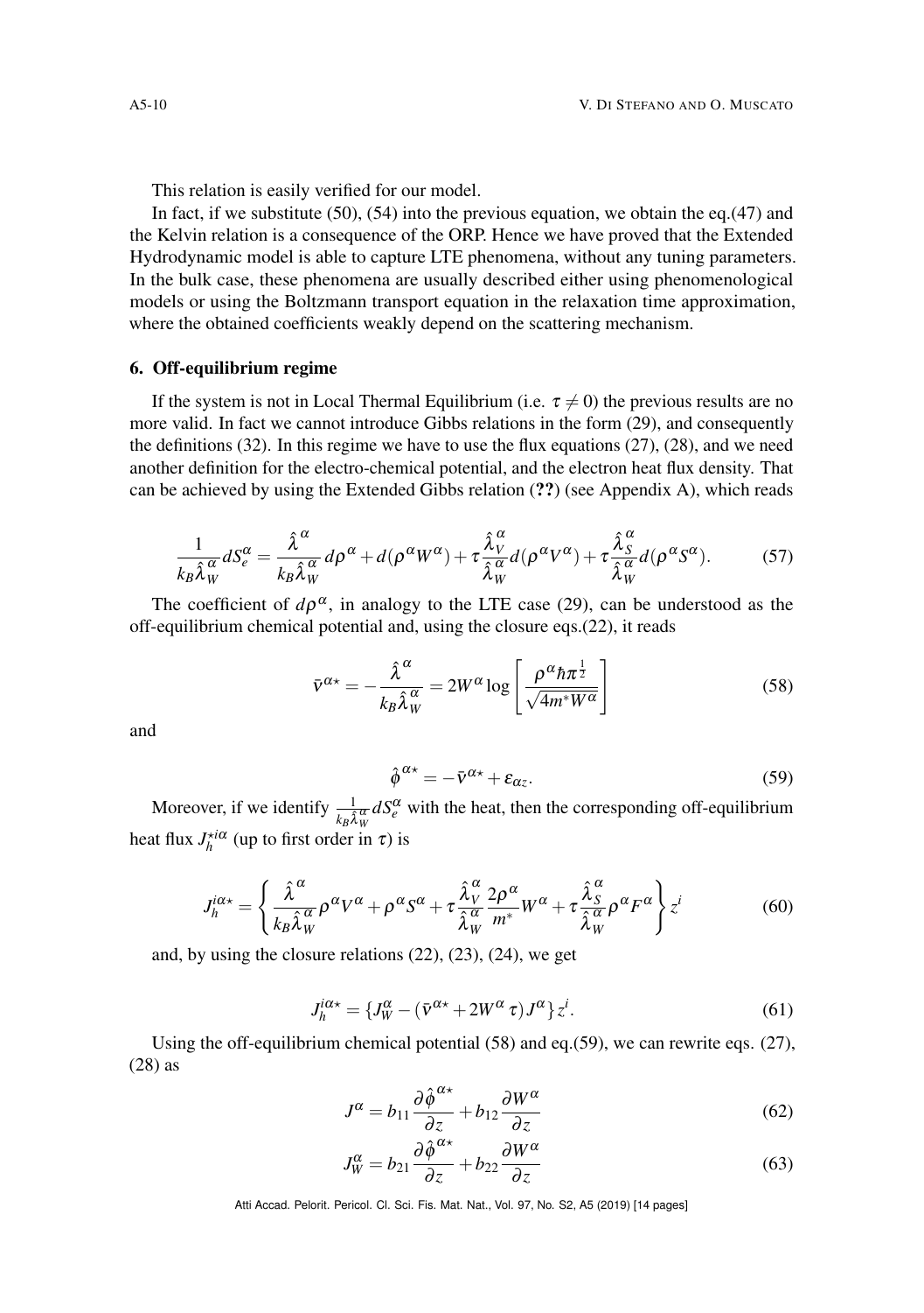This relation is easily verified for our model.

In fact, if we substitute (50), (54) into the previous equation, we obtain the eq.(47) and the Kelvin relation is a consequence of the ORP. Hence we have proved that the Extended Hydrodynamic model is able to capture LTE phenomena, without any tuning parameters. In the bulk case, these phenomena are usually described either using phenomenological models or using the Boltzmann transport equation in the relaxation time approximation, where the obtained coefficients weakly depend on the scattering mechanism.

## 6. Off-equilibrium regime

If the system is not in Local Thermal Equilibrium (i.e. $\tau \neq 0$) the previous results are no more valid. In fact we cannot introduce Gibbs relations in the form (29), and consequently the definitions (32). In this regime we have to use the flux equations (27), (28), and we need another definition for the electro-chemical potential, and the electron heat flux density. That can be achieved by using the Extended Gibbs relation (**??**) (see Appendix A), which reads

$$\frac{1}{k_B \hat{\lambda}_W^{\alpha}} dS_e^{\alpha} = \frac{\hat{\lambda}^{\alpha}}{k_B \hat{\lambda}_W^{\alpha}} d\rho^{\alpha} + d(\rho^{\alpha} W^{\alpha}) + \tau \frac{\hat{\lambda}_V^{\alpha}}{\hat{\lambda}_W^{\alpha}} d(\rho^{\alpha} V^{\alpha}) + \tau \frac{\hat{\lambda}_S^{\alpha}}{\hat{\lambda}_W^{\alpha}} d(\rho^{\alpha} S^{\alpha}). \tag{57}$$

The coefficient of $d\rho^{\alpha}$, in analogy to the LTE case (29), can be understood as the off-equilibrium chemical potential and, using the closure eqs.(22), it reads

$$\bar{\nu}^{\alpha\star} = -\frac{\hat{\lambda}^{\alpha}}{k_B \hat{\lambda}_W^{\alpha}} = 2W^{\alpha} \log\left[\frac{\rho^{\alpha} \hbar \pi^{\frac{1}{2}}}{\sqrt{4m^* W^{\alpha}}}\right] \tag{58}$$

and

$$\hat{\phi}^{\alpha\star} = -\bar{\nu}^{\alpha\star} + \varepsilon_{\alpha z}. \tag{59}$$

Moreover, if we identify $\frac{1}{k_B \hat{\lambda}_W^{\alpha}} dS_e^{\alpha}$ with the heat, then the corresponding off-equilibrium heat flux $J_h^{\star i\alpha}$ (up to first order in $\tau$) is

$$J_h^{i\alpha\star} = \left\{ \frac{\hat{\lambda}^{\alpha}}{k_B \hat{\lambda}_W^{\alpha}} \rho^{\alpha} V^{\alpha} + \rho^{\alpha} S^{\alpha} + \tau \frac{\hat{\lambda}_V^{\alpha}}{\hat{\lambda}_W^{\alpha}} \frac{2\rho^{\alpha}}{m^*} W^{\alpha} + \tau \frac{\hat{\lambda}_S^{\alpha}}{\hat{\lambda}_W^{\alpha}} \rho^{\alpha} F^{\alpha} \right\} z^i \tag{60}$$

and, by using the closure relations (22), (23), (24), we get

$$J_h^{i\alpha\star} = \{J_W^{\alpha} - (\bar{\nu}^{\alpha\star} + 2W^{\alpha}\tau) J^{\alpha}\} z^i. \tag{61}$$

Using the off-equilibrium chemical potential (58) and eq.(59), we can rewrite eqs. (27), (28) as

$$J^{\alpha} = b_{11} \frac{\partial \hat{\phi}^{\alpha\star}}{\partial z} + b_{12} \frac{\partial W^{\alpha}}{\partial z} \tag{62}$$

$$J_W^{\alpha} = b_{21} \frac{\partial \hat{\phi}^{\alpha\star}}{\partial z} + b_{22} \frac{\partial W^{\alpha}}{\partial z} \tag{63}$$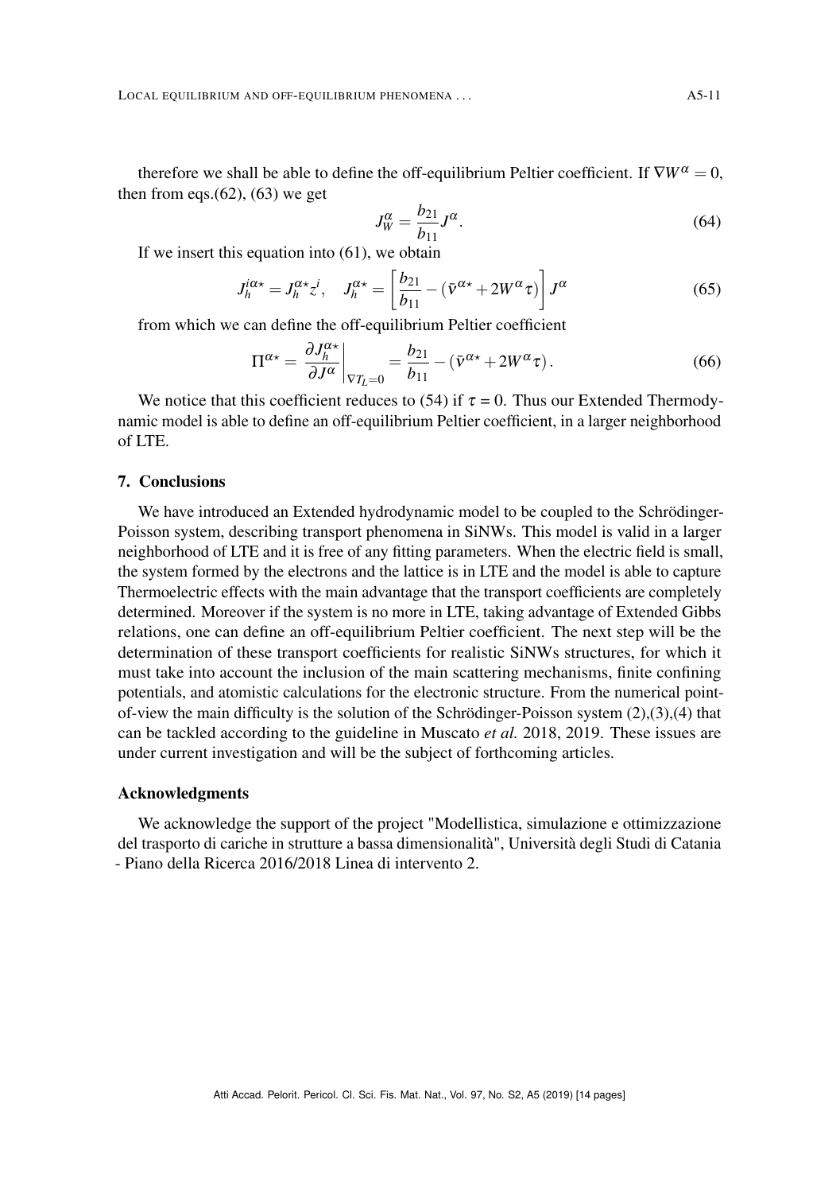therefore we shall be able to define the off-equilibrium Peltier coefficient. If $\nabla W^{\alpha} = 0$, then from eqs.(62), (63) we get

$$J_W^{\alpha} = \frac{b_{21}}{b_{11}} J^{\alpha}. \tag{64}$$

If we insert this equation into (61), we obtain

$$J_h^{i\alpha\star} = J_h^{\alpha\star} z^i, \quad J_h^{\alpha\star} = \left[ \frac{b_{21}}{b_{11}} - (\bar{\nu}^{\alpha\star} + 2W^{\alpha}\tau) \right] J^{\alpha} \tag{65}$$

from which we can define the off-equilibrium Peltier coefficient

$$\Pi^{\alpha\star} = \left. \frac{\partial J_h^{\alpha\star}}{\partial J^{\alpha}} \right|_{\nabla T_L = 0} = \frac{b_{21}}{b_{11}} - (\bar{\nu}^{\alpha\star} + 2W^{\alpha}\tau). \tag{66}$$

We notice that this coefficient reduces to (54) if $\tau = 0$. Thus our Extended Thermodynamic model is able to define an off-equilibrium Peltier coefficient, in a larger neighborhood of LTE.

## 7. Conclusions

We have introduced an Extended hydrodynamic model to be coupled to the Schrödinger-Poisson system, describing transport phenomena in SiNWs. This model is valid in a larger neighborhood of LTE and it is free of any fitting parameters. When the electric field is small, the system formed by the electrons and the lattice is in LTE and the model is able to capture Thermoelectric effects with the main advantage that the transport coefficients are completely determined. Moreover if the system is no more in LTE, taking advantage of Extended Gibbs relations, one can define an off-equilibrium Peltier coefficient. The next step will be the determination of these transport coefficients for realistic SiNWs structures, for which it must take into account the inclusion of the main scattering mechanisms, finite confining potentials, and atomistic calculations for the electronic structure. From the numerical point-of-view the main difficulty is the solution of the Schrödinger-Poisson system (2),(3),(4) that can be tackled according to the guideline in Muscato *et al.* 2018, 2019. These issues are under current investigation and will be the subject of forthcoming articles.

### Acknowledgments

We acknowledge the support of the project "Modellistica, simulazione e ottimizzazione del trasporto di cariche in strutture a bassa dimensionalità", Università degli Studi di Catania - Piano della Ricerca 2016/2018 Linea di intervento 2.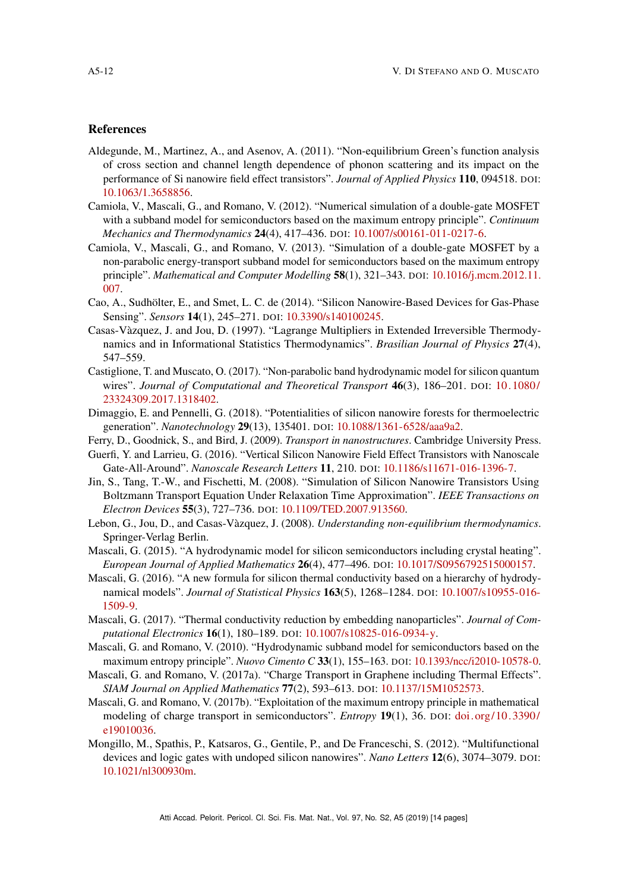## References

Aldegunde, M., Martinez, A., and Asenov, A. (2011). "Non-equilibrium Green's function analysis of cross section and channel length dependence of phonon scattering and its impact on the performance of Si nanowire field effect transistors". *Journal of Applied Physics* **110**, 094518. DOI: 10.1063/1.3658856.

Camiola, V., Mascali, G., and Romano, V. (2012). "Numerical simulation of a double-gate MOSFET with a subband model for semiconductors based on the maximum entropy principle". *Continuum Mechanics and Thermodynamics* **24**(4), 417–436. DOI: 10.1007/s00161-011-0217-6.

Camiola, V., Mascali, G., and Romano, V. (2013). "Simulation of a double-gate MOSFET by a non-parabolic energy-transport subband model for semiconductors based on the maximum entropy principle". *Mathematical and Computer Modelling* **58**(1), 321–343. DOI: 10.1016/j.mcm.2012.11.007.

Cao, A., Sudhölter, E., and Smet, L. C. de (2014). "Silicon Nanowire-Based Devices for Gas-Phase Sensing". *Sensors* **14**(1), 245–271. DOI: 10.3390/s140100245.

Casas-Vàzquez, J. and Jou, D. (1997). "Lagrange Multipliers in Extended Irreversible Thermodynamics and in Informational Statistics Thermodynamics". *Brasilian Journal of Physics* **27**(4), 547–559.

Castiglione, T. and Muscato, O. (2017). "Non-parabolic band hydrodynamic model for silicon quantum wires". *Journal of Computational and Theoretical Transport* **46**(3), 186–201. DOI: 10.1080/23324309.2017.1318402.

Dimaggio, E. and Pennelli, G. (2018). "Potentialities of silicon nanowire forests for thermoelectric generation". *Nanotechnology* **29**(13), 135401. DOI: 10.1088/1361-6528/aaa9a2.

Ferry, D., Goodnick, S., and Bird, J. (2009). *Transport in nanostructures*. Cambridge University Press.

Guerfi, Y. and Larrieu, G. (2016). "Vertical Silicon Nanowire Field Effect Transistors with Nanoscale Gate-All-Around". *Nanoscale Research Letters* **11**, 210. DOI: 10.1186/s11671-016-1396-7.

Jin, S., Tang, T.-W., and Fischetti, M. (2008). "Simulation of Silicon Nanowire Transistors Using Boltzmann Transport Equation Under Relaxation Time Approximation". *IEEE Transactions on Electron Devices* **55**(3), 727–736. DOI: 10.1109/TED.2007.913560.

Lebon, G., Jou, D., and Casas-Vàzquez, J. (2008). *Understanding non-equilibrium thermodynamics*. Springer-Verlag Berlin.

Mascali, G. (2015). "A hydrodynamic model for silicon semiconductors including crystal heating". *European Journal of Applied Mathematics* **26**(4), 477–496. DOI: 10.1017/S0956792515000157.

Mascali, G. (2016). "A new formula for silicon thermal conductivity based on a hierarchy of hydrodynamical models". *Journal of Statistical Physics* **163**(5), 1268–1284. DOI: 10.1007/s10955-016-1509-9.

Mascali, G. (2017). "Thermal conductivity reduction by embedding nanoparticles". *Journal of Computational Electronics* **16**(1), 180–189. DOI: 10.1007/s10825-016-0934-y.

Mascali, G. and Romano, V. (2010). "Hydrodynamic subband model for semiconductors based on the maximum entropy principle". *Nuovo Cimento C* **33**(1), 155–163. DOI: 10.1393/ncc/i2010-10578-0.

Mascali, G. and Romano, V. (2017a). "Charge Transport in Graphene including Thermal Effects". *SIAM Journal on Applied Mathematics* **77**(2), 593–613. DOI: 10.1137/15M1052573.

Mascali, G. and Romano, V. (2017b). "Exploitation of the maximum entropy principle in mathematical modeling of charge transport in semiconductors". *Entropy* **19**(1), 36. DOI: doi.org/10.3390/e19010036.

Mongillo, M., Spathis, P., Katsaros, G., Gentile, P., and De Franceschi, S. (2012). "Multifunctional devices and logic gates with undoped silicon nanowires". *Nano Letters* **12**(6), 3074–3079. DOI: 10.1021/nl300930m.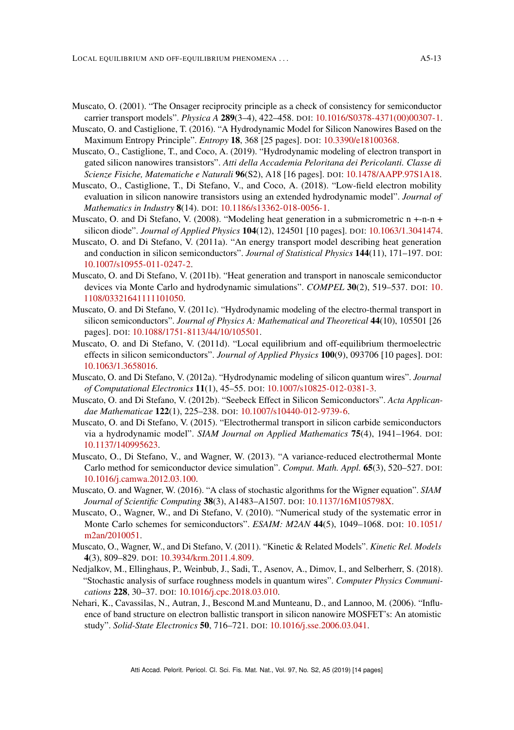Muscato, O. (2001). "The Onsager reciprocity principle as a check of consistency for semiconductor carrier transport models". *Physica A* **289**(3–4), 422–458. DOI: 10.1016/S0378-4371(00)00307-1.

Muscato, O. and Castiglione, T. (2016). "A Hydrodynamic Model for Silicon Nanowires Based on the Maximum Entropy Principle". *Entropy* **18**, 368 [25 pages]. DOI: 10.3390/e18100368.

Muscato, O., Castiglione, T., and Coco, A. (2019). "Hydrodynamic modeling of electron transport in gated silicon nanowires transistors". *Atti della Accademia Peloritana dei Pericolanti. Classe di Scienze Fisiche, Matematiche e Naturali* **96**(S2), A18 [16 pages]. DOI: 10.1478/AAPP.97S1A18.

Muscato, O., Castiglione, T., Di Stefano, V., and Coco, A. (2018). "Low-field electron mobility evaluation in silicon nanowire transistors using an extended hydrodynamic model". *Journal of Mathematics in Industry* **8**(14). DOI: 10.1186/s13362-018-0056-1.

Muscato, O. and Di Stefano, V. (2008). "Modeling heat generation in a submicrometric n +-n-n + silicon diode". *Journal of Applied Physics* **104**(12), 124501 [10 pages]. DOI: 10.1063/1.3041474.

Muscato, O. and Di Stefano, V. (2011a). "An energy transport model describing heat generation and conduction in silicon semiconductors". *Journal of Statistical Physics* **144**(11), 171–197. DOI: 10.1007/s10955-011-0247-2.

Muscato, O. and Di Stefano, V. (2011b). "Heat generation and transport in nanoscale semiconductor devices via Monte Carlo and hydrodynamic simulations". *COMPEL* **30**(2), 519–537. DOI: 10.1108/03321641111101050.

Muscato, O. and Di Stefano, V. (2011c). "Hydrodynamic modeling of the electro-thermal transport in silicon semiconductors". *Journal of Physics A: Mathematical and Theoretical* **44**(10), 105501 [26 pages]. DOI: 10.1088/1751-8113/44/10/105501.

Muscato, O. and Di Stefano, V. (2011d). "Local equilibrium and off-equilibrium thermoelectric effects in silicon semiconductors". *Journal of Applied Physics* **100**(9), 093706 [10 pages]. DOI: 10.1063/1.3658016.

Muscato, O. and Di Stefano, V. (2012a). "Hydrodynamic modeling of silicon quantum wires". *Journal of Computational Electronics* **11**(1), 45–55. DOI: 10.1007/s10825-012-0381-3.

Muscato, O. and Di Stefano, V. (2012b). "Seebeck Effect in Silicon Semiconductors". *Acta Applicandae Mathematicae* **122**(1), 225–238. DOI: 10.1007/s10440-012-9739-6.

Muscato, O. and Di Stefano, V. (2015). "Electrothermal transport in silicon carbide semiconductors via a hydrodynamic model". *SIAM Journal on Applied Mathematics* **75**(4), 1941–1964. DOI: 10.1137/140995623.

Muscato, O., Di Stefano, V., and Wagner, W. (2013). "A variance-reduced electrothermal Monte Carlo method for semiconductor device simulation". *Comput. Math. Appl.* **65**(3), 520–527. DOI: 10.1016/j.camwa.2012.03.100.

Muscato, O. and Wagner, W. (2016). "A class of stochastic algorithms for the Wigner equation". *SIAM Journal of Scientific Computing* **38**(3), A1483–A1507. DOI: 10.1137/16M105798X.

Muscato, O., Wagner, W., and Di Stefano, V. (2010). "Numerical study of the systematic error in Monte Carlo schemes for semiconductors". *ESAIM: M2AN* **44**(5), 1049–1068. DOI: 10.1051/m2an/2010051.

Muscato, O., Wagner, W., and Di Stefano, V. (2011). "Kinetic & Related Models". *Kinetic Rel. Models* **4**(3), 809–829. DOI: 10.3934/krm.2011.4.809.

Nedjalkov, M., Ellinghaus, P., Weinbub, J., Sadi, T., Asenov, A., Dimov, I., and Selberherr, S. (2018). "Stochastic analysis of surface roughness models in quantum wires". *Computer Physics Communications* **228**, 30–37. DOI: 10.1016/j.cpc.2018.03.010.

Nehari, K., Cavassilas, N., Autran, J., Bescond M.and Munteanu, D., and Lannoo, M. (2006). "Influence of band structure on electron ballistic transport in silicon nanowire MOSFET's: An atomistic study". *Solid-State Electronics* **50**, 716–721. DOI: 10.1016/j.sse.2006.03.041.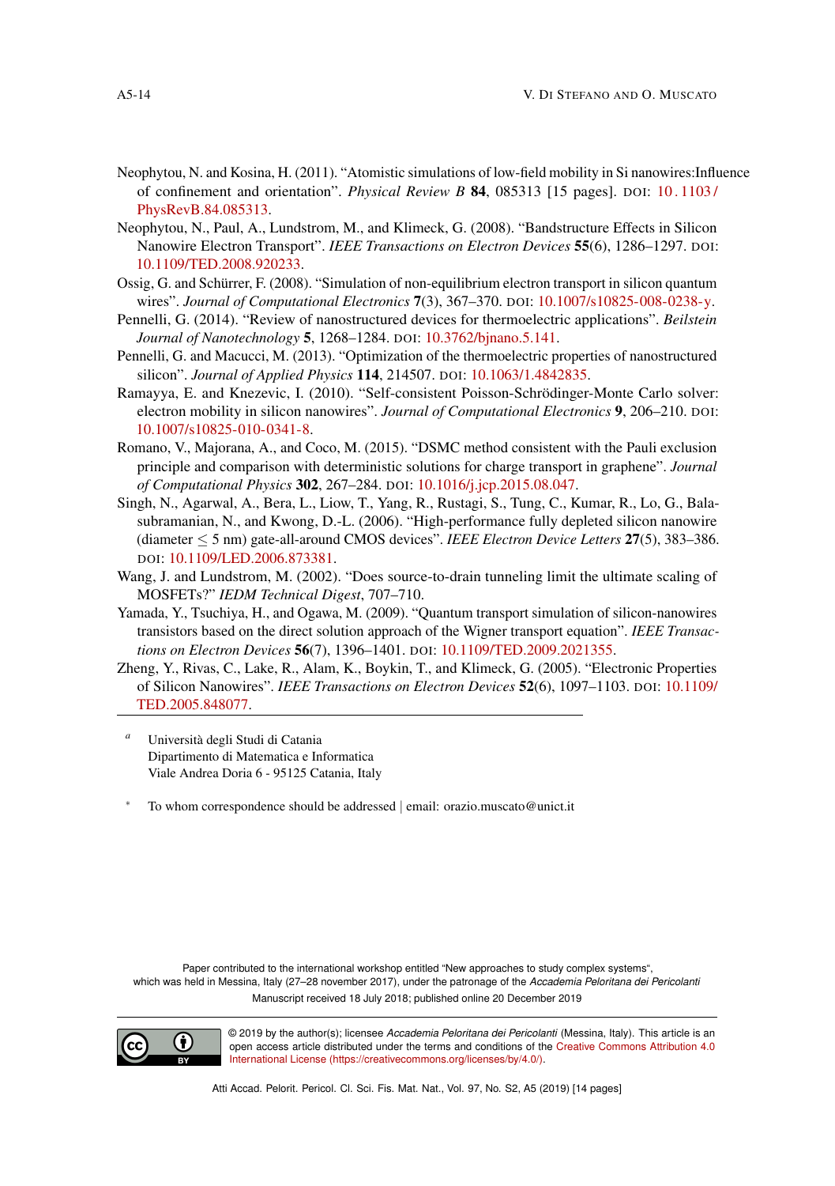Neophytou, N. and Kosina, H. (2011). “Atomistic simulations of low-field mobility in Si nanowires:Influence of confinement and orientation”. *Physical Review B* **84**, 085313 [15 pages]. DOI: 10.1103/PhysRevB.84.085313.

Neophytou, N., Paul, A., Lundstrom, M., and Klimeck, G. (2008). “Bandstructure Effects in Silicon Nanowire Electron Transport”. *IEEE Transactions on Electron Devices* **55**(6), 1286–1297. DOI: 10.1109/TED.2008.920233.

Ossig, G. and Schürrer, F. (2008). “Simulation of non-equilibrium electron transport in silicon quantum wires”. *Journal of Computational Electronics* **7**(3), 367–370. DOI: 10.1007/s10825-008-0238-y.

Pennelli, G. (2014). “Review of nanostructured devices for thermoelectric applications”. *Beilstein Journal of Nanotechnology* **5**, 1268–1284. DOI: 10.3762/bjnano.5.141.

Pennelli, G. and Macucci, M. (2013). “Optimization of the thermoelectric properties of nanostructured silicon”. *Journal of Applied Physics* **114**, 214507. DOI: 10.1063/1.4842835.

Ramayya, E. and Knezevic, I. (2010). “Self-consistent Poisson-Schrödinger-Monte Carlo solver: electron mobility in silicon nanowires”. *Journal of Computational Electronics* **9**, 206–210. DOI: 10.1007/s10825-010-0341-8.

Romano, V., Majorana, A., and Coco, M. (2015). “DSMC method consistent with the Pauli exclusion principle and comparison with deterministic solutions for charge transport in graphene”. *Journal of Computational Physics* **302**, 267–284. DOI: 10.1016/j.jcp.2015.08.047.

Singh, N., Agarwal, A., Bera, L., Liow, T., Yang, R., Rustagi, S., Tung, C., Kumar, R., Lo, G., Balasubramanian, N., and Kwong, D.-L. (2006). “High-performance fully depleted silicon nanowire (diameter $\leq$ 5 nm) gate-all-around CMOS devices”. *IEEE Electron Device Letters* **27**(5), 383–386. DOI: 10.1109/LED.2006.873381.

Wang, J. and Lundstrom, M. (2002). “Does source-to-drain tunneling limit the ultimate scaling of MOSFETs?” *IEDM Technical Digest*, 707–710.

Yamada, Y., Tsuchiya, H., and Ogawa, M. (2009). “Quantum transport simulation of silicon-nanowires transistors based on the direct solution approach of the Wigner transport equation”. *IEEE Transactions on Electron Devices* **56**(7), 1396–1401. DOI: 10.1109/TED.2009.2021355.

Zheng, Y., Rivas, C., Lake, R., Alam, K., Boykin, T., and Klimeck, G. (2005). “Electronic Properties of Silicon Nanowires”. *IEEE Transactions on Electron Devices* **52**(6), 1097–1103. DOI: 10.1109/TED.2005.848077.

---

[a] Università degli Studi di Catania
Dipartimento di Matematica e Informatica
Viale Andrea Doria 6 - 95125 Catania, Italy

[*] To whom correspondence should be addressed | email: orazio.muscato@unict.it

Paper contributed to the international workshop entitled “New approaches to study complex systems“, which was held in Messina, Italy (27–28 november 2017), under the patronage of the *Accademia Peloritana dei Pericolanti*
Manuscript received 18 July 2018; published online 20 December 2019

© 2019 by the author(s); licensee *Accademia Peloritana dei Pericolanti* (Messina, Italy). This article is an open access article distributed under the terms and conditions of the Creative Commons Attribution 4.0 International License (https://creativecommons.org/licenses/by/4.0/).